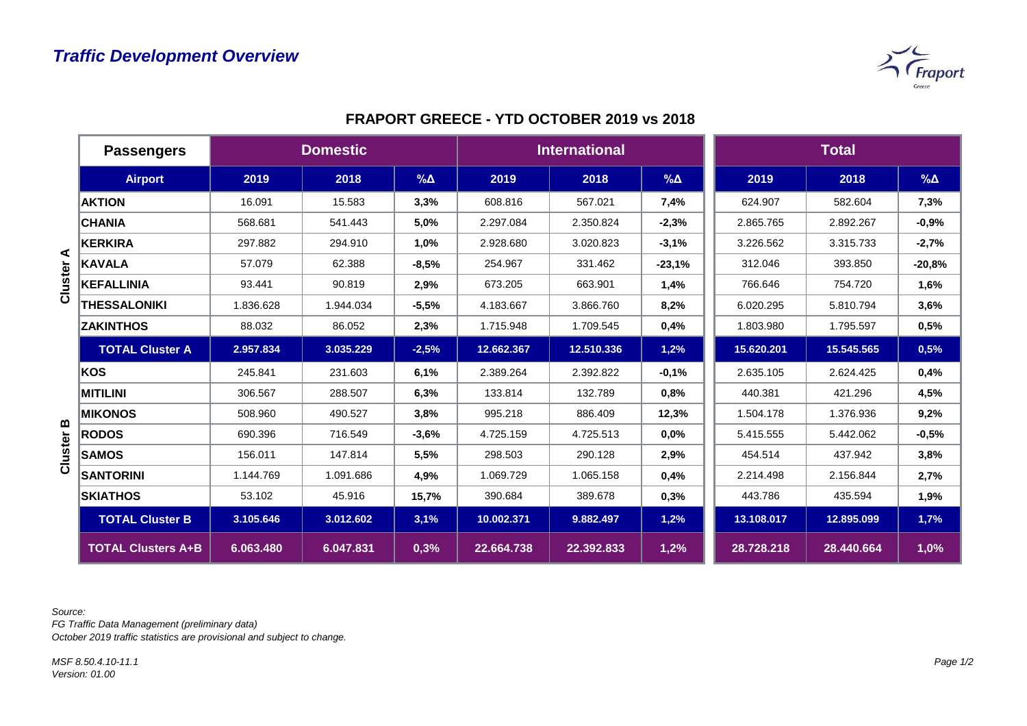# Traffic Development Overview

## FRAPORT GREECE - YTD OCTOBER 2019 vs 2018

| | Passengers | Domestic | | | International | | | Total | | |
|---|---|---|---|---|---|---|---|---|---|---|
| | **Airport** | **2019** | **2018** | **%Δ** | **2019** | **2018** | **%Δ** | **2019** | **2018** | **%Δ** |
| Cluster A | **AKTION** | 16.091 | 15.583 | **3,3%** | 608.816 | 567.021 | **7,4%** | 624.907 | 582.604 | **7,3%** |
| Cluster A | **CHANIA** | 568.681 | 541.443 | **5,0%** | 2.297.084 | 2.350.824 | **-2,3%** | 2.865.765 | 2.892.267 | **-0,9%** |
| Cluster A | **KERKIRA** | 297.882 | 294.910 | **1,0%** | 2.928.680 | 3.020.823 | **-3,1%** | 3.226.562 | 3.315.733 | **-2,7%** |
| Cluster A | **KAVALA** | 57.079 | 62.388 | **-8,5%** | 254.967 | 331.462 | **-23,1%** | 312.046 | 393.850 | **-20,8%** |
| Cluster A | **KEFALLINIA** | 93.441 | 90.819 | **2,9%** | 673.205 | 663.901 | **1,4%** | 766.646 | 754.720 | **1,6%** |
| Cluster A | **THESSALONIKI** | 1.836.628 | 1.944.034 | **-5,5%** | 4.183.667 | 3.866.760 | **8,2%** | 6.020.295 | 5.810.794 | **3,6%** |
| Cluster A | **ZAKINTHOS** | 88.032 | 86.052 | **2,3%** | 1.715.948 | 1.709.545 | **0,4%** | 1.803.980 | 1.795.597 | **0,5%** |
| | **TOTAL Cluster A** | **2.957.834** | **3.035.229** | **-2,5%** | **12.662.367** | **12.510.336** | **1,2%** | **15.620.201** | **15.545.565** | **0,5%** |
| Cluster B | **KOS** | 245.841 | 231.603 | **6,1%** | 2.389.264 | 2.392.822 | **-0,1%** | 2.635.105 | 2.624.425 | **0,4%** |
| Cluster B | **MITILINI** | 306.567 | 288.507 | **6,3%** | 133.814 | 132.789 | **0,8%** | 440.381 | 421.296 | **4,5%** |
| Cluster B | **MIKONOS** | 508.960 | 490.527 | **3,8%** | 995.218 | 886.409 | **12,3%** | 1.504.178 | 1.376.936 | **9,2%** |
| Cluster B | **RODOS** | 690.396 | 716.549 | **-3,6%** | 4.725.159 | 4.725.513 | **0,0%** | 5.415.555 | 5.442.062 | **-0,5%** |
| Cluster B | **SAMOS** | 156.011 | 147.814 | **5,5%** | 298.503 | 290.128 | **2,9%** | 454.514 | 437.942 | **3,8%** |
| Cluster B | **SANTORINI** | 1.144.769 | 1.091.686 | **4,9%** | 1.069.729 | 1.065.158 | **0,4%** | 2.214.498 | 2.156.844 | **2,7%** |
| Cluster B | **SKIATHOS** | 53.102 | 45.916 | **15,7%** | 390.684 | 389.678 | **0,3%** | 443.786 | 435.594 | **1,9%** |
| | **TOTAL Cluster B** | **3.105.646** | **3.012.602** | **3,1%** | **10.002.371** | **9.882.497** | **1,2%** | **13.108.017** | **12.895.099** | **1,7%** |
| | **TOTAL Clusters A+B** | **6.063.480** | **6.047.831** | **0,3%** | **22.664.738** | **22.392.833** | **1,2%** | **28.728.218** | **28.440.664** | **1,0%** |

*Source:*
*FG Traffic Data Management (preliminary data)*
*October 2019 traffic statistics are provisional and subject to change.*

*MSF 8.50.4.10-11.1*
*Version: 01.00*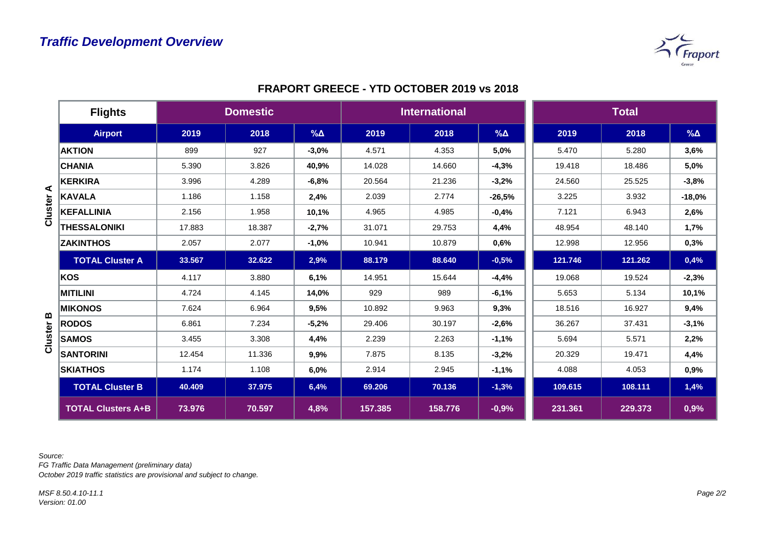## *Traffic Development Overview*

### FRAPORT GREECE - YTD OCTOBER 2019 vs 2018

| | Flights | Domestic | | | International | | | Total | | |
|---|---|---|---|---|---|---|---|---|---|---|
| | **Airport** | **2019** | **2018** | **%Δ** | **2019** | **2018** | **%Δ** | **2019** | **2018** | **%Δ** |
| Cluster A | **AKTION** | 899 | 927 | **-3,0%** | 4.571 | 4.353 | **5,0%** | 5.470 | 5.280 | **3,6%** |
| | **CHANIA** | 5.390 | 3.826 | **40,9%** | 14.028 | 14.660 | **-4,3%** | 19.418 | 18.486 | **5,0%** |
| | **KERKIRA** | 3.996 | 4.289 | **-6,8%** | 20.564 | 21.236 | **-3,2%** | 24.560 | 25.525 | **-3,8%** |
| | **KAVALA** | 1.186 | 1.158 | **2,4%** | 2.039 | 2.774 | **-26,5%** | 3.225 | 3.932 | **-18,0%** |
| | **KEFALLINIA** | 2.156 | 1.958 | **10,1%** | 4.965 | 4.985 | **-0,4%** | 7.121 | 6.943 | **2,6%** |
| | **THESSALONIKI** | 17.883 | 18.387 | **-2,7%** | 31.071 | 29.753 | **4,4%** | 48.954 | 48.140 | **1,7%** |
| | **ZAKINTHOS** | 2.057 | 2.077 | **-1,0%** | 10.941 | 10.879 | **0,6%** | 12.998 | 12.956 | **0,3%** |
| | **TOTAL Cluster A** | **33.567** | **32.622** | **2,9%** | **88.179** | **88.640** | **-0,5%** | **121.746** | **121.262** | **0,4%** |
| Cluster B | **KOS** | 4.117 | 3.880 | **6,1%** | 14.951 | 15.644 | **-4,4%** | 19.068 | 19.524 | **-2,3%** |
| | **MITILINI** | 4.724 | 4.145 | **14,0%** | 929 | 989 | **-6,1%** | 5.653 | 5.134 | **10,1%** |
| | **MIKONOS** | 7.624 | 6.964 | **9,5%** | 10.892 | 9.963 | **9,3%** | 18.516 | 16.927 | **9,4%** |
| | **RODOS** | 6.861 | 7.234 | **-5,2%** | 29.406 | 30.197 | **-2,6%** | 36.267 | 37.431 | **-3,1%** |
| | **SAMOS** | 3.455 | 3.308 | **4,4%** | 2.239 | 2.263 | **-1,1%** | 5.694 | 5.571 | **2,2%** |
| | **SANTORINI** | 12.454 | 11.336 | **9,9%** | 7.875 | 8.135 | **-3,2%** | 20.329 | 19.471 | **4,4%** |
| | **SKIATHOS** | 1.174 | 1.108 | **6,0%** | 2.914 | 2.945 | **-1,1%** | 4.088 | 4.053 | **0,9%** |
| | **TOTAL Cluster B** | **40.409** | **37.975** | **6,4%** | **69.206** | **70.136** | **-1,3%** | **109.615** | **108.111** | **1,4%** |
| | **TOTAL Clusters A+B** | **73.976** | **70.597** | **4,8%** | **157.385** | **158.776** | **-0,9%** | **231.361** | **229.373** | **0,9%** |

*Source:*
*FG Traffic Data Management (preliminary data)*
*October 2019 traffic statistics are provisional and subject to change.*

*MSF 8.50.4.10-11.1*
*Version: 01.00*